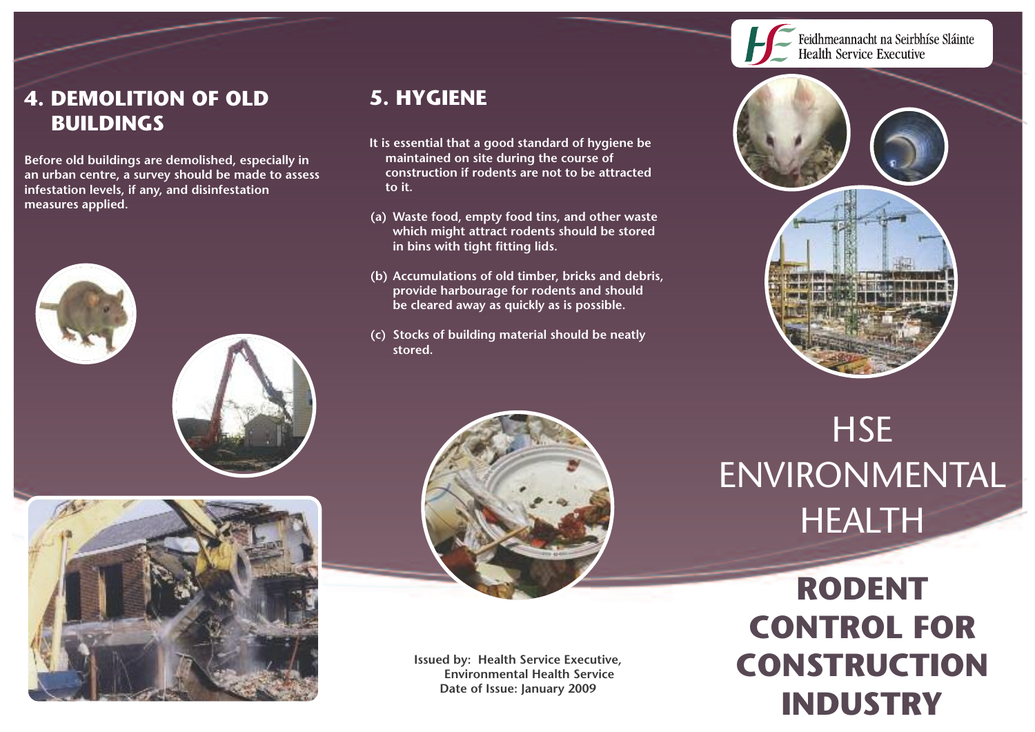## 4. DEMOLITION OF OLD BUILDINGS

Before old buildings are demolished, especially in an urban centre, a survey should be made to assess infestation levels, if any, and disinfestation measures applied.

## 5. HYGIENE

It is essential that a good standard of hygiene be maintained on site during the course of construction if rodents are not to be attracted to it.

(a) Waste food, empty food tins, and other waste which might attract rodents should be stored in bins with tight fitting lids.

(b) Accumulations of old timber, bricks and debris, provide harbourage for rodents and should be cleared away as quickly as is possible.

(c) Stocks of building material should be neatly stored.

Issued by: Health Service Executive, Environmental Health Service
Date of Issue: January 2009

Feidhmeannacht na Seirbhíse Sláinte
Health Service Executive

# HSE ENVIRONMENTAL HEALTH

# RODENT CONTROL FOR CONSTRUCTION INDUSTRY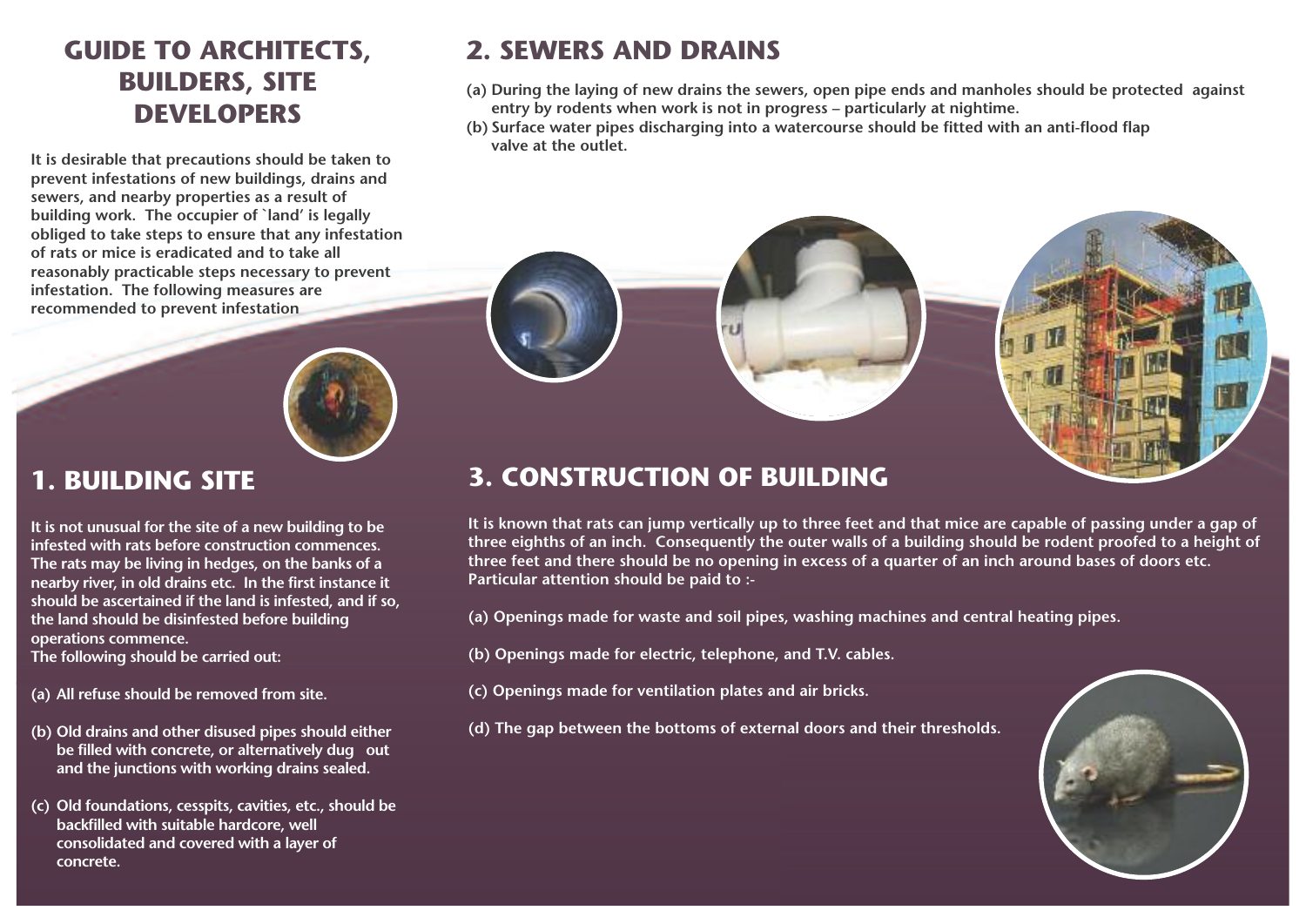# GUIDE TO ARCHITECTS, BUILDERS, SITE DEVELOPERS

It is desirable that precautions should be taken to prevent infestations of new buildings, drains and sewers, and nearby properties as a result of building work. The occupier of `land' is legally obliged to take steps to ensure that any infestation of rats or mice is eradicated and to take all reasonably practicable steps necessary to prevent infestation. The following measures are recommended to prevent infestation

## 1. BUILDING SITE

It is not unusual for the site of a new building to be infested with rats before construction commences. The rats may be living in hedges, on the banks of a nearby river, in old drains etc. In the first instance it should be ascertained if the land is infested, and if so, the land should be disinfested before building operations commence.

The following should be carried out:

(a) All refuse should be removed from site.

(b) Old drains and other disused pipes should either be filled with concrete, or alternatively dug out and the junctions with working drains sealed.

(c) Old foundations, cesspits, cavities, etc., should be backfilled with suitable hardcore, well consolidated and covered with a layer of concrete.

## 2. SEWERS AND DRAINS

(a) During the laying of new drains the sewers, open pipe ends and manholes should be protected against entry by rodents when work is not in progress – particularly at nightime.

(b) Surface water pipes discharging into a watercourse should be fitted with an anti-flood flap valve at the outlet.

## 3. CONSTRUCTION OF BUILDING

It is known that rats can jump vertically up to three feet and that mice are capable of passing under a gap of three eighths of an inch. Consequently the outer walls of a building should be rodent proofed to a height of three feet and there should be no opening in excess of a quarter of an inch around bases of doors etc. Particular attention should be paid to :-

(a) Openings made for waste and soil pipes, washing machines and central heating pipes.

(b) Openings made for electric, telephone, and T.V. cables.

(c) Openings made for ventilation plates and air bricks.

(d) The gap between the bottoms of external doors and their thresholds.